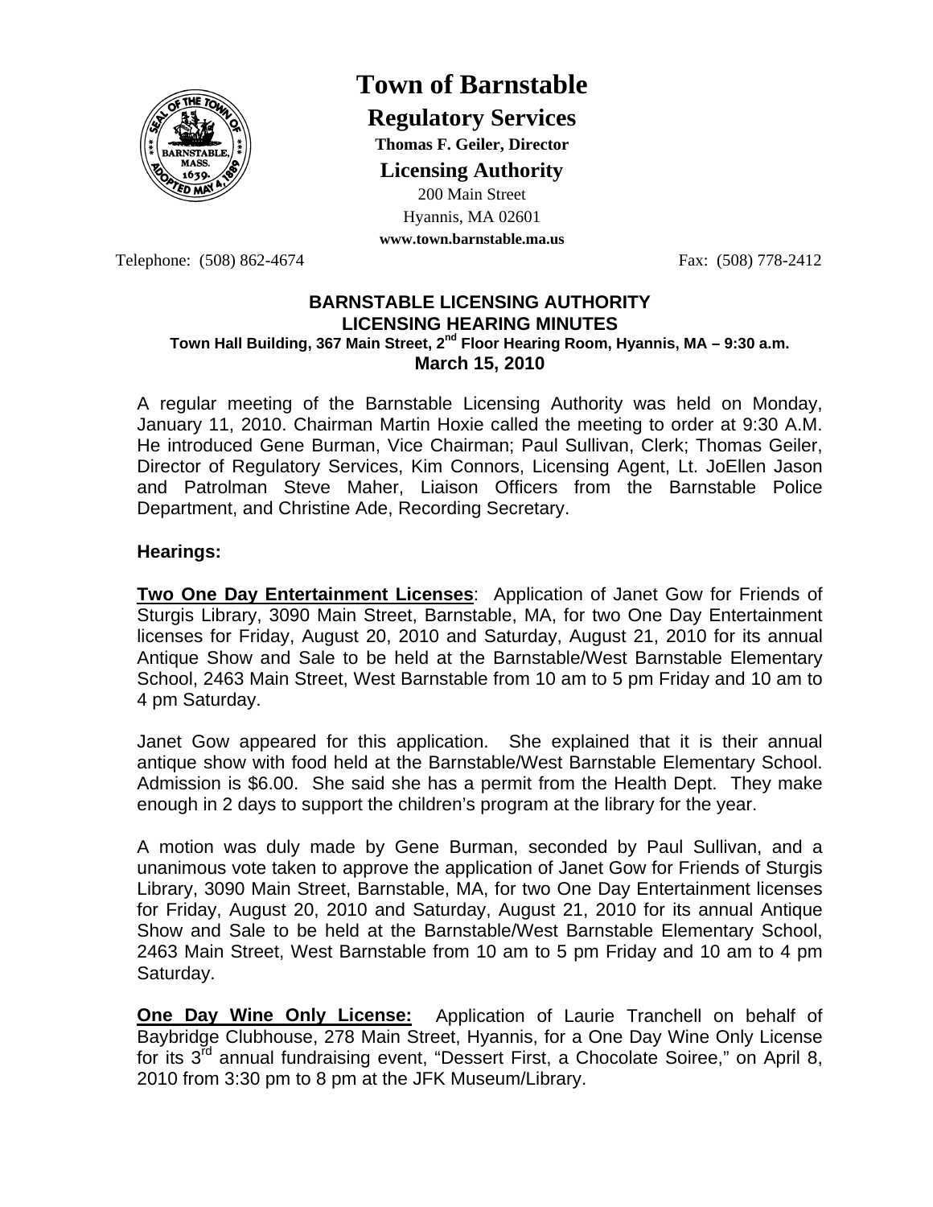# Town of Barnstable

## Regulatory Services

**Thomas F. Geiler, Director**

### Licensing Authority

200 Main Street
Hyannis, MA 02601
**www.town.barnstable.ma.us**

Telephone: (508) 862-4674 Fax: (508) 778-2412

**BARNSTABLE LICENSING AUTHORITY**
**LICENSING HEARING MINUTES**
**Town Hall Building, 367 Main Street, 2nd Floor Hearing Room, Hyannis, MA – 9:30 a.m.**
**March 15, 2010**

A regular meeting of the Barnstable Licensing Authority was held on Monday, January 11, 2010. Chairman Martin Hoxie called the meeting to order at 9:30 A.M. He introduced Gene Burman, Vice Chairman; Paul Sullivan, Clerk; Thomas Geiler, Director of Regulatory Services, Kim Connors, Licensing Agent, Lt. JoEllen Jason and Patrolman Steve Maher, Liaison Officers from the Barnstable Police Department, and Christine Ade, Recording Secretary.

**Hearings:**

**Two One Day Entertainment Licenses**: Application of Janet Gow for Friends of Sturgis Library, 3090 Main Street, Barnstable, MA, for two One Day Entertainment licenses for Friday, August 20, 2010 and Saturday, August 21, 2010 for its annual Antique Show and Sale to be held at the Barnstable/West Barnstable Elementary School, 2463 Main Street, West Barnstable from 10 am to 5 pm Friday and 10 am to 4 pm Saturday.

Janet Gow appeared for this application. She explained that it is their annual antique show with food held at the Barnstable/West Barnstable Elementary School. Admission is $6.00. She said she has a permit from the Health Dept. They make enough in 2 days to support the children's program at the library for the year.

A motion was duly made by Gene Burman, seconded by Paul Sullivan, and a unanimous vote taken to approve the application of Janet Gow for Friends of Sturgis Library, 3090 Main Street, Barnstable, MA, for two One Day Entertainment licenses for Friday, August 20, 2010 and Saturday, August 21, 2010 for its annual Antique Show and Sale to be held at the Barnstable/West Barnstable Elementary School, 2463 Main Street, West Barnstable from 10 am to 5 pm Friday and 10 am to 4 pm Saturday.

**One Day Wine Only License:** Application of Laurie Tranchell on behalf of Baybridge Clubhouse, 278 Main Street, Hyannis, for a One Day Wine Only License for its 3rd annual fundraising event, "Dessert First, a Chocolate Soiree," on April 8, 2010 from 3:30 pm to 8 pm at the JFK Museum/Library.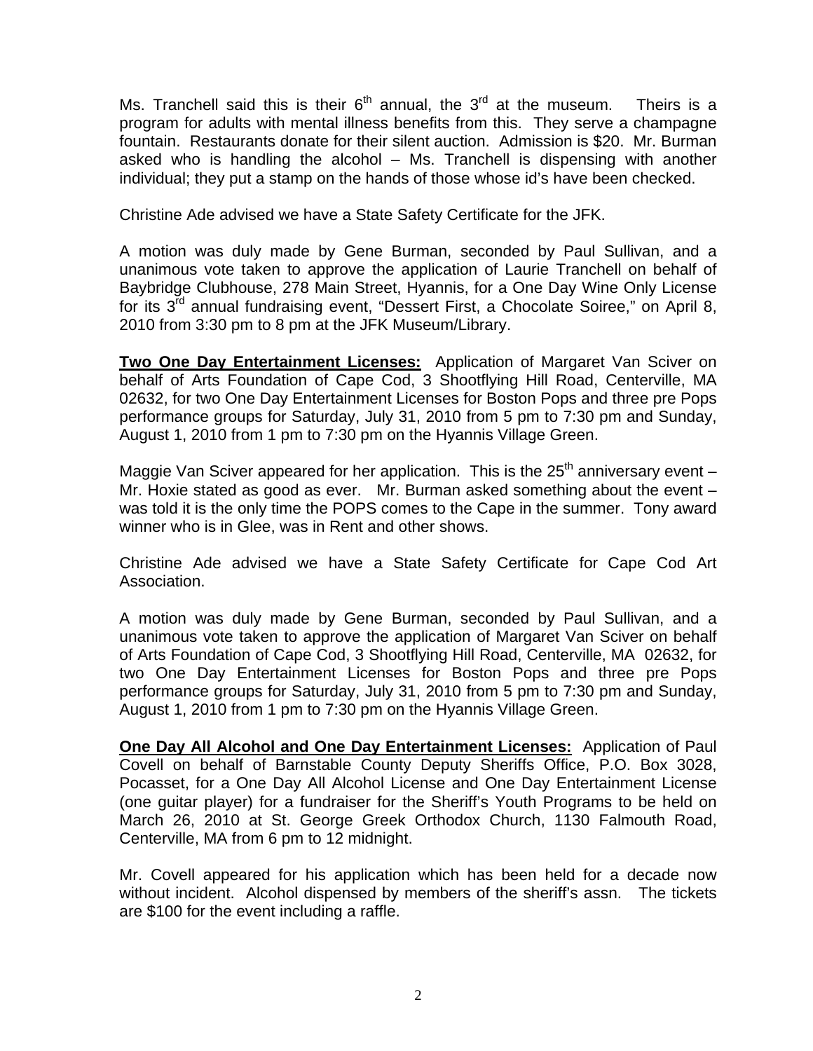Ms. Tranchell said this is their 6th annual, the 3rd at the museum. Theirs is a program for adults with mental illness benefits from this. They serve a champagne fountain. Restaurants donate for their silent auction. Admission is $20. Mr. Burman asked who is handling the alcohol – Ms. Tranchell is dispensing with another individual; they put a stamp on the hands of those whose id's have been checked.

Christine Ade advised we have a State Safety Certificate for the JFK.

A motion was duly made by Gene Burman, seconded by Paul Sullivan, and a unanimous vote taken to approve the application of Laurie Tranchell on behalf of Baybridge Clubhouse, 278 Main Street, Hyannis, for a One Day Wine Only License for its 3rd annual fundraising event, "Dessert First, a Chocolate Soiree," on April 8, 2010 from 3:30 pm to 8 pm at the JFK Museum/Library.

**Two One Day Entertainment Licenses:** Application of Margaret Van Sciver on behalf of Arts Foundation of Cape Cod, 3 Shootflying Hill Road, Centerville, MA 02632, for two One Day Entertainment Licenses for Boston Pops and three pre Pops performance groups for Saturday, July 31, 2010 from 5 pm to 7:30 pm and Sunday, August 1, 2010 from 1 pm to 7:30 pm on the Hyannis Village Green.

Maggie Van Sciver appeared for her application. This is the 25th anniversary event – Mr. Hoxie stated as good as ever. Mr. Burman asked something about the event – was told it is the only time the POPS comes to the Cape in the summer. Tony award winner who is in Glee, was in Rent and other shows.

Christine Ade advised we have a State Safety Certificate for Cape Cod Art Association.

A motion was duly made by Gene Burman, seconded by Paul Sullivan, and a unanimous vote taken to approve the application of Margaret Van Sciver on behalf of Arts Foundation of Cape Cod, 3 Shootflying Hill Road, Centerville, MA 02632, for two One Day Entertainment Licenses for Boston Pops and three pre Pops performance groups for Saturday, July 31, 2010 from 5 pm to 7:30 pm and Sunday, August 1, 2010 from 1 pm to 7:30 pm on the Hyannis Village Green.

**One Day All Alcohol and One Day Entertainment Licenses:** Application of Paul Covell on behalf of Barnstable County Deputy Sheriffs Office, P.O. Box 3028, Pocasset, for a One Day All Alcohol License and One Day Entertainment License (one guitar player) for a fundraiser for the Sheriff's Youth Programs to be held on March 26, 2010 at St. George Greek Orthodox Church, 1130 Falmouth Road, Centerville, MA from 6 pm to 12 midnight.

Mr. Covell appeared for his application which has been held for a decade now without incident. Alcohol dispensed by members of the sheriff's assn. The tickets are $100 for the event including a raffle.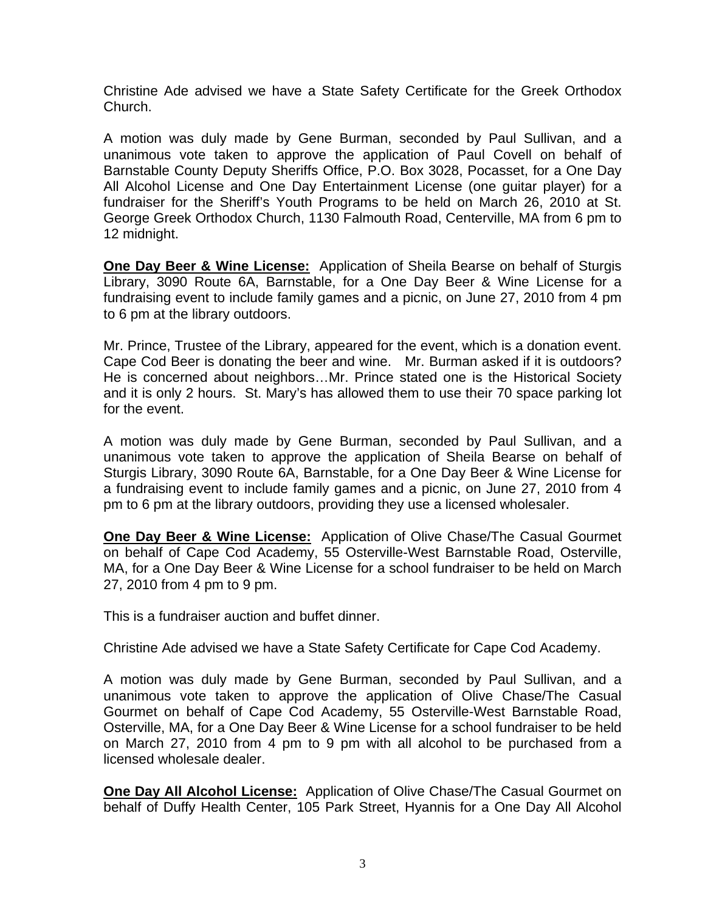Christine Ade advised we have a State Safety Certificate for the Greek Orthodox Church.

A motion was duly made by Gene Burman, seconded by Paul Sullivan, and a unanimous vote taken to approve the application of Paul Covell on behalf of Barnstable County Deputy Sheriffs Office, P.O. Box 3028, Pocasset, for a One Day All Alcohol License and One Day Entertainment License (one guitar player) for a fundraiser for the Sheriff's Youth Programs to be held on March 26, 2010 at St. George Greek Orthodox Church, 1130 Falmouth Road, Centerville, MA from 6 pm to 12 midnight.

**One Day Beer & Wine License:** Application of Sheila Bearse on behalf of Sturgis Library, 3090 Route 6A, Barnstable, for a One Day Beer & Wine License for a fundraising event to include family games and a picnic, on June 27, 2010 from 4 pm to 6 pm at the library outdoors.

Mr. Prince, Trustee of the Library, appeared for the event, which is a donation event. Cape Cod Beer is donating the beer and wine. Mr. Burman asked if it is outdoors? He is concerned about neighbors…Mr. Prince stated one is the Historical Society and it is only 2 hours. St. Mary's has allowed them to use their 70 space parking lot for the event.

A motion was duly made by Gene Burman, seconded by Paul Sullivan, and a unanimous vote taken to approve the application of Sheila Bearse on behalf of Sturgis Library, 3090 Route 6A, Barnstable, for a One Day Beer & Wine License for a fundraising event to include family games and a picnic, on June 27, 2010 from 4 pm to 6 pm at the library outdoors, providing they use a licensed wholesaler.

**One Day Beer & Wine License:** Application of Olive Chase/The Casual Gourmet on behalf of Cape Cod Academy, 55 Osterville-West Barnstable Road, Osterville, MA, for a One Day Beer & Wine License for a school fundraiser to be held on March 27, 2010 from 4 pm to 9 pm.

This is a fundraiser auction and buffet dinner.

Christine Ade advised we have a State Safety Certificate for Cape Cod Academy.

A motion was duly made by Gene Burman, seconded by Paul Sullivan, and a unanimous vote taken to approve the application of Olive Chase/The Casual Gourmet on behalf of Cape Cod Academy, 55 Osterville-West Barnstable Road, Osterville, MA, for a One Day Beer & Wine License for a school fundraiser to be held on March 27, 2010 from 4 pm to 9 pm with all alcohol to be purchased from a licensed wholesale dealer.

**One Day All Alcohol License:** Application of Olive Chase/The Casual Gourmet on behalf of Duffy Health Center, 105 Park Street, Hyannis for a One Day All Alcohol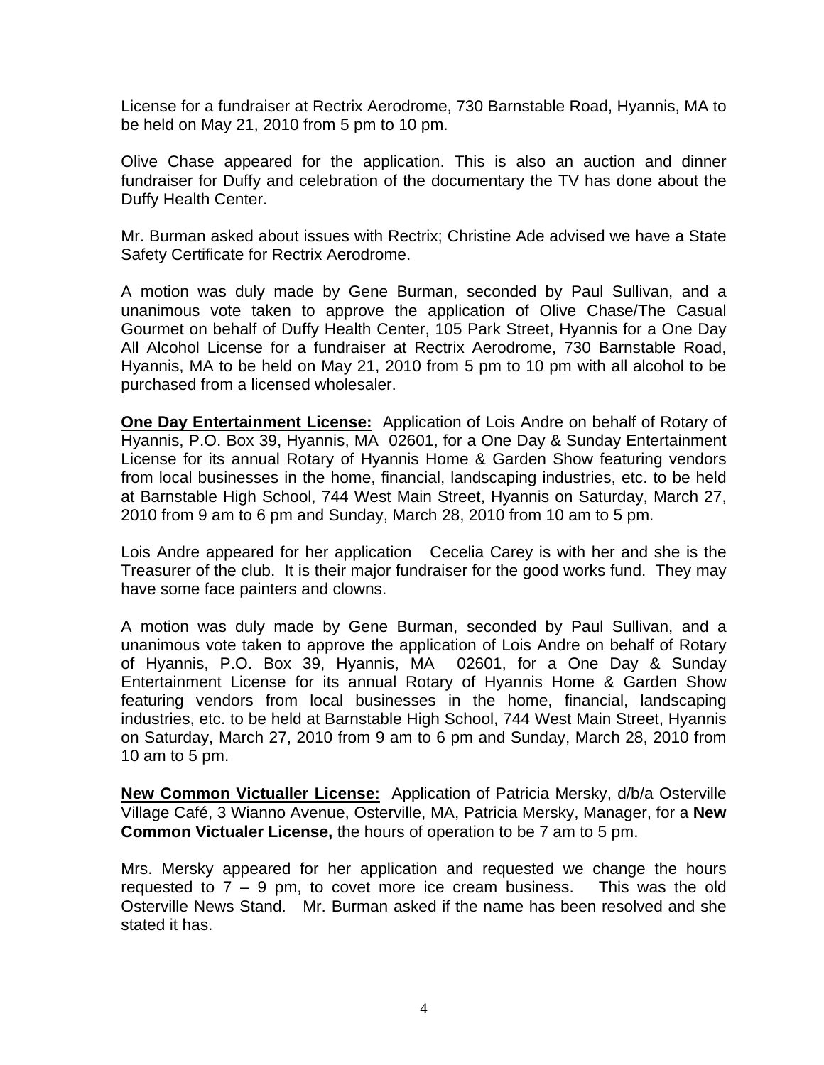License for a fundraiser at Rectrix Aerodrome, 730 Barnstable Road, Hyannis, MA to be held on May 21, 2010 from 5 pm to 10 pm.

Olive Chase appeared for the application. This is also an auction and dinner fundraiser for Duffy and celebration of the documentary the TV has done about the Duffy Health Center.

Mr. Burman asked about issues with Rectrix; Christine Ade advised we have a State Safety Certificate for Rectrix Aerodrome.

A motion was duly made by Gene Burman, seconded by Paul Sullivan, and a unanimous vote taken to approve the application of Olive Chase/The Casual Gourmet on behalf of Duffy Health Center, 105 Park Street, Hyannis for a One Day All Alcohol License for a fundraiser at Rectrix Aerodrome, 730 Barnstable Road, Hyannis, MA to be held on May 21, 2010 from 5 pm to 10 pm with all alcohol to be purchased from a licensed wholesaler.

**One Day Entertainment License:** Application of Lois Andre on behalf of Rotary of Hyannis, P.O. Box 39, Hyannis, MA 02601, for a One Day & Sunday Entertainment License for its annual Rotary of Hyannis Home & Garden Show featuring vendors from local businesses in the home, financial, landscaping industries, etc. to be held at Barnstable High School, 744 West Main Street, Hyannis on Saturday, March 27, 2010 from 9 am to 6 pm and Sunday, March 28, 2010 from 10 am to 5 pm.

Lois Andre appeared for her application Cecelia Carey is with her and she is the Treasurer of the club. It is their major fundraiser for the good works fund. They may have some face painters and clowns.

A motion was duly made by Gene Burman, seconded by Paul Sullivan, and a unanimous vote taken to approve the application of Lois Andre on behalf of Rotary of Hyannis, P.O. Box 39, Hyannis, MA 02601, for a One Day & Sunday Entertainment License for its annual Rotary of Hyannis Home & Garden Show featuring vendors from local businesses in the home, financial, landscaping industries, etc. to be held at Barnstable High School, 744 West Main Street, Hyannis on Saturday, March 27, 2010 from 9 am to 6 pm and Sunday, March 28, 2010 from 10 am to 5 pm.

**New Common Victualler License:** Application of Patricia Mersky, d/b/a Osterville Village Café, 3 Wianno Avenue, Osterville, MA, Patricia Mersky, Manager, for a **New Common Victualer License,** the hours of operation to be 7 am to 5 pm.

Mrs. Mersky appeared for her application and requested we change the hours requested to 7 – 9 pm, to covet more ice cream business. This was the old Osterville News Stand. Mr. Burman asked if the name has been resolved and she stated it has.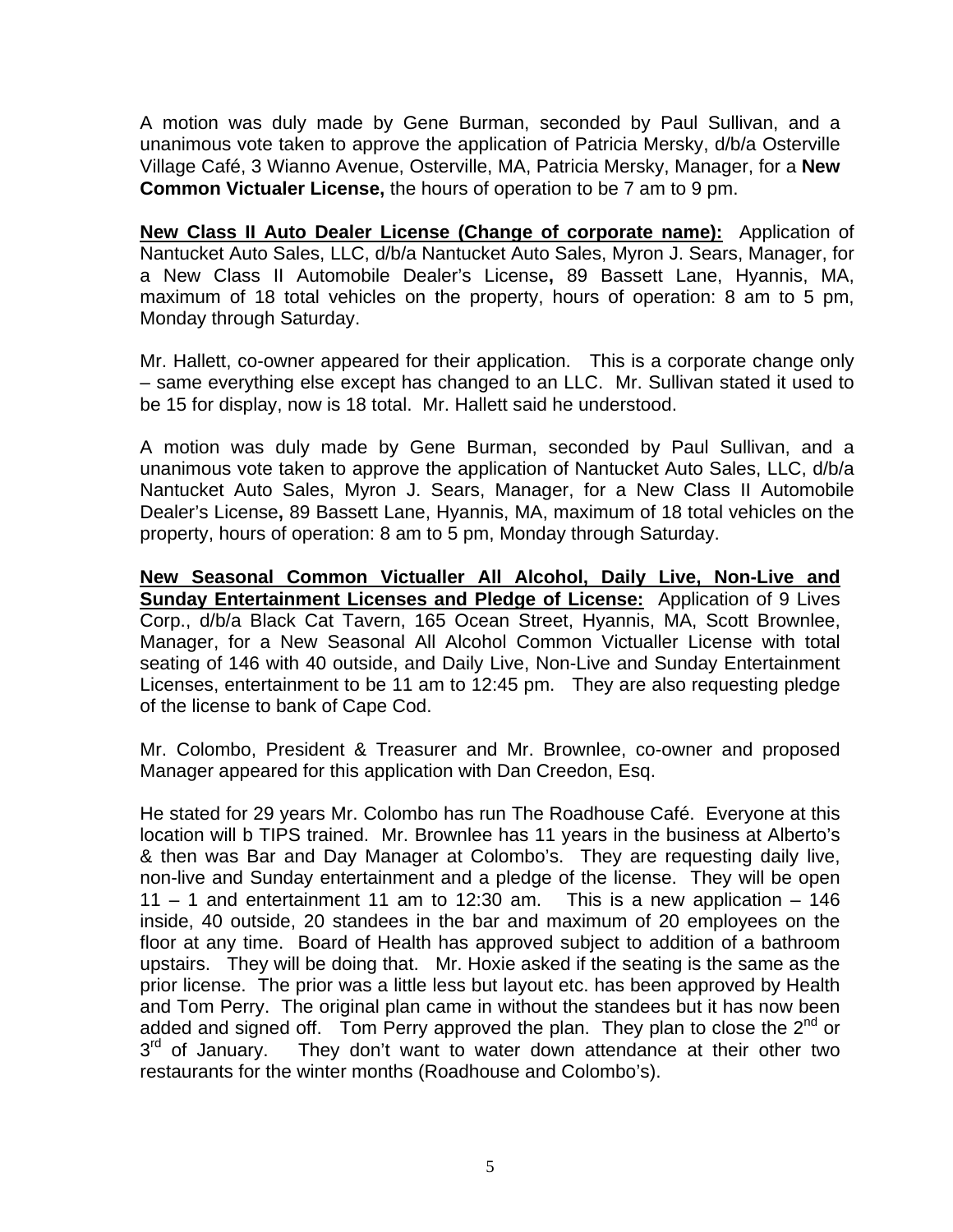A motion was duly made by Gene Burman, seconded by Paul Sullivan, and a unanimous vote taken to approve the application of Patricia Mersky, d/b/a Osterville Village Café, 3 Wianno Avenue, Osterville, MA, Patricia Mersky, Manager, for a **New Common Victualer License,** the hours of operation to be 7 am to 9 pm.

**New Class II Auto Dealer License (Change of corporate name):** Application of Nantucket Auto Sales, LLC, d/b/a Nantucket Auto Sales, Myron J. Sears, Manager, for a New Class II Automobile Dealer's License**,** 89 Bassett Lane, Hyannis, MA, maximum of 18 total vehicles on the property, hours of operation: 8 am to 5 pm, Monday through Saturday.

Mr. Hallett, co-owner appeared for their application. This is a corporate change only – same everything else except has changed to an LLC. Mr. Sullivan stated it used to be 15 for display, now is 18 total. Mr. Hallett said he understood.

A motion was duly made by Gene Burman, seconded by Paul Sullivan, and a unanimous vote taken to approve the application of Nantucket Auto Sales, LLC, d/b/a Nantucket Auto Sales, Myron J. Sears, Manager, for a New Class II Automobile Dealer's License**,** 89 Bassett Lane, Hyannis, MA, maximum of 18 total vehicles on the property, hours of operation: 8 am to 5 pm, Monday through Saturday.

**New Seasonal Common Victualler All Alcohol, Daily Live, Non-Live and Sunday Entertainment Licenses and Pledge of License:** Application of 9 Lives Corp., d/b/a Black Cat Tavern, 165 Ocean Street, Hyannis, MA, Scott Brownlee, Manager, for a New Seasonal All Alcohol Common Victualler License with total seating of 146 with 40 outside, and Daily Live, Non-Live and Sunday Entertainment Licenses, entertainment to be 11 am to 12:45 pm. They are also requesting pledge of the license to bank of Cape Cod.

Mr. Colombo, President & Treasurer and Mr. Brownlee, co-owner and proposed Manager appeared for this application with Dan Creedon, Esq.

He stated for 29 years Mr. Colombo has run The Roadhouse Café. Everyone at this location will b TIPS trained. Mr. Brownlee has 11 years in the business at Alberto's & then was Bar and Day Manager at Colombo's. They are requesting daily live, non-live and Sunday entertainment and a pledge of the license. They will be open 11 – 1 and entertainment 11 am to 12:30 am. This is a new application – 146 inside, 40 outside, 20 standees in the bar and maximum of 20 employees on the floor at any time. Board of Health has approved subject to addition of a bathroom upstairs. They will be doing that. Mr. Hoxie asked if the seating is the same as the prior license. The prior was a little less but layout etc. has been approved by Health and Tom Perry. The original plan came in without the standees but it has now been added and signed off. Tom Perry approved the plan. They plan to close the 2nd or 3rd of January. They don't want to water down attendance at their other two restaurants for the winter months (Roadhouse and Colombo's).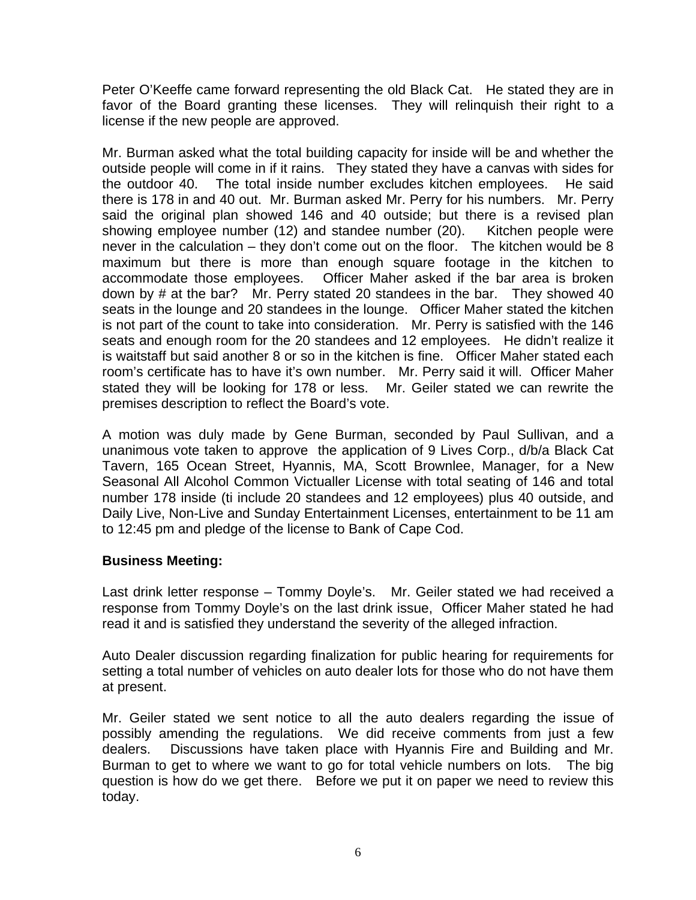Peter O'Keeffe came forward representing the old Black Cat. He stated they are in favor of the Board granting these licenses. They will relinquish their right to a license if the new people are approved.

Mr. Burman asked what the total building capacity for inside will be and whether the outside people will come in if it rains. They stated they have a canvas with sides for the outdoor 40. The total inside number excludes kitchen employees. He said there is 178 in and 40 out. Mr. Burman asked Mr. Perry for his numbers. Mr. Perry said the original plan showed 146 and 40 outside; but there is a revised plan showing employee number (12) and standee number (20). Kitchen people were never in the calculation – they don't come out on the floor. The kitchen would be 8 maximum but there is more than enough square footage in the kitchen to accommodate those employees. Officer Maher asked if the bar area is broken down by # at the bar? Mr. Perry stated 20 standees in the bar. They showed 40 seats in the lounge and 20 standees in the lounge. Officer Maher stated the kitchen is not part of the count to take into consideration. Mr. Perry is satisfied with the 146 seats and enough room for the 20 standees and 12 employees. He didn't realize it is waitstaff but said another 8 or so in the kitchen is fine. Officer Maher stated each room's certificate has to have it's own number. Mr. Perry said it will. Officer Maher stated they will be looking for 178 or less. Mr. Geiler stated we can rewrite the premises description to reflect the Board's vote.

A motion was duly made by Gene Burman, seconded by Paul Sullivan, and a unanimous vote taken to approve the application of 9 Lives Corp., d/b/a Black Cat Tavern, 165 Ocean Street, Hyannis, MA, Scott Brownlee, Manager, for a New Seasonal All Alcohol Common Victualler License with total seating of 146 and total number 178 inside (ti include 20 standees and 12 employees) plus 40 outside, and Daily Live, Non-Live and Sunday Entertainment Licenses, entertainment to be 11 am to 12:45 pm and pledge of the license to Bank of Cape Cod.

**Business Meeting:**

Last drink letter response – Tommy Doyle's. Mr. Geiler stated we had received a response from Tommy Doyle's on the last drink issue, Officer Maher stated he had read it and is satisfied they understand the severity of the alleged infraction.

Auto Dealer discussion regarding finalization for public hearing for requirements for setting a total number of vehicles on auto dealer lots for those who do not have them at present.

Mr. Geiler stated we sent notice to all the auto dealers regarding the issue of possibly amending the regulations. We did receive comments from just a few dealers. Discussions have taken place with Hyannis Fire and Building and Mr. Burman to get to where we want to go for total vehicle numbers on lots. The big question is how do we get there. Before we put it on paper we need to review this today.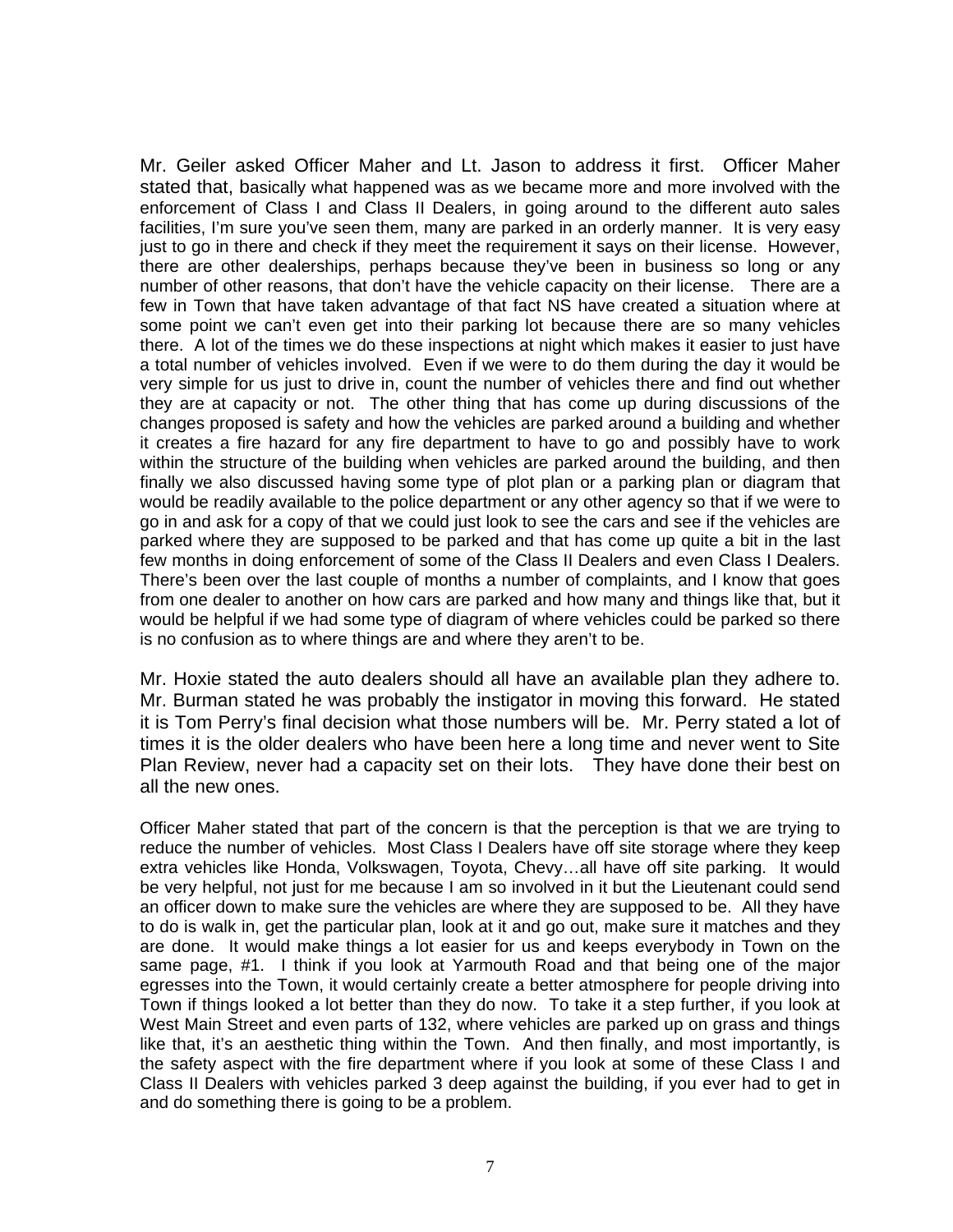Mr. Geiler asked Officer Maher and Lt. Jason to address it first. Officer Maher stated that, basically what happened was as we became more and more involved with the enforcement of Class I and Class II Dealers, in going around to the different auto sales facilities, I'm sure you've seen them, many are parked in an orderly manner. It is very easy just to go in there and check if they meet the requirement it says on their license. However, there are other dealerships, perhaps because they've been in business so long or any number of other reasons, that don't have the vehicle capacity on their license. There are a few in Town that have taken advantage of that fact NS have created a situation where at some point we can't even get into their parking lot because there are so many vehicles there. A lot of the times we do these inspections at night which makes it easier to just have a total number of vehicles involved. Even if we were to do them during the day it would be very simple for us just to drive in, count the number of vehicles there and find out whether they are at capacity or not. The other thing that has come up during discussions of the changes proposed is safety and how the vehicles are parked around a building and whether it creates a fire hazard for any fire department to have to go and possibly have to work within the structure of the building when vehicles are parked around the building, and then finally we also discussed having some type of plot plan or a parking plan or diagram that would be readily available to the police department or any other agency so that if we were to go in and ask for a copy of that we could just look to see the cars and see if the vehicles are parked where they are supposed to be parked and that has come up quite a bit in the last few months in doing enforcement of some of the Class II Dealers and even Class I Dealers. There's been over the last couple of months a number of complaints, and I know that goes from one dealer to another on how cars are parked and how many and things like that, but it would be helpful if we had some type of diagram of where vehicles could be parked so there is no confusion as to where things are and where they aren't to be.

Mr. Hoxie stated the auto dealers should all have an available plan they adhere to. Mr. Burman stated he was probably the instigator in moving this forward. He stated it is Tom Perry's final decision what those numbers will be. Mr. Perry stated a lot of times it is the older dealers who have been here a long time and never went to Site Plan Review, never had a capacity set on their lots. They have done their best on all the new ones.

Officer Maher stated that part of the concern is that the perception is that we are trying to reduce the number of vehicles. Most Class I Dealers have off site storage where they keep extra vehicles like Honda, Volkswagen, Toyota, Chevy…all have off site parking. It would be very helpful, not just for me because I am so involved in it but the Lieutenant could send an officer down to make sure the vehicles are where they are supposed to be. All they have to do is walk in, get the particular plan, look at it and go out, make sure it matches and they are done. It would make things a lot easier for us and keeps everybody in Town on the same page, #1. I think if you look at Yarmouth Road and that being one of the major egresses into the Town, it would certainly create a better atmosphere for people driving into Town if things looked a lot better than they do now. To take it a step further, if you look at West Main Street and even parts of 132, where vehicles are parked up on grass and things like that, it's an aesthetic thing within the Town. And then finally, and most importantly, is the safety aspect with the fire department where if you look at some of these Class I and Class II Dealers with vehicles parked 3 deep against the building, if you ever had to get in and do something there is going to be a problem.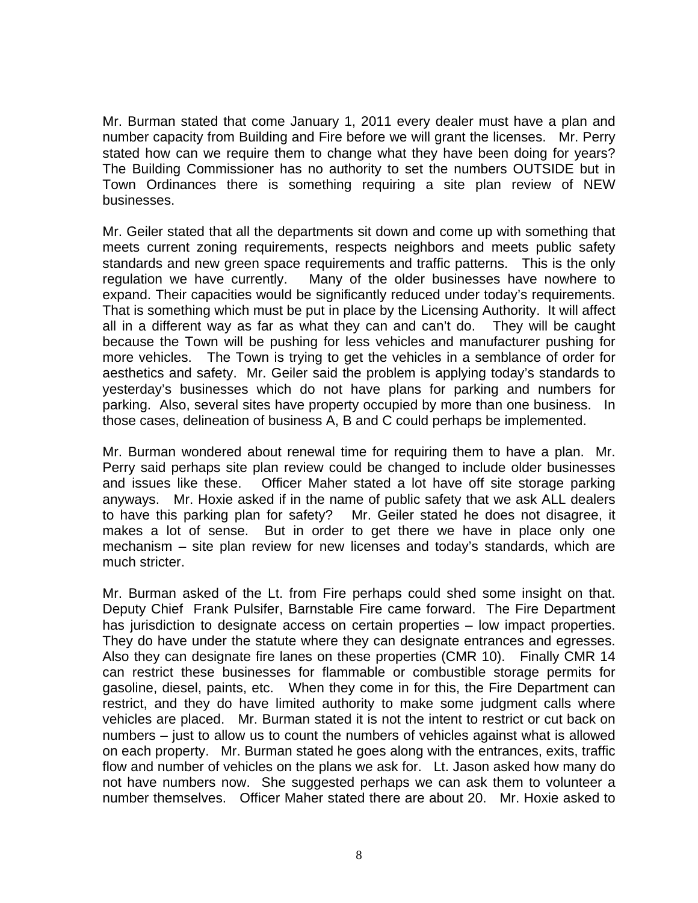Mr. Burman stated that come January 1, 2011 every dealer must have a plan and number capacity from Building and Fire before we will grant the licenses. Mr. Perry stated how can we require them to change what they have been doing for years? The Building Commissioner has no authority to set the numbers OUTSIDE but in Town Ordinances there is something requiring a site plan review of NEW businesses.

Mr. Geiler stated that all the departments sit down and come up with something that meets current zoning requirements, respects neighbors and meets public safety standards and new green space requirements and traffic patterns. This is the only regulation we have currently. Many of the older businesses have nowhere to expand. Their capacities would be significantly reduced under today's requirements. That is something which must be put in place by the Licensing Authority. It will affect all in a different way as far as what they can and can't do. They will be caught because the Town will be pushing for less vehicles and manufacturer pushing for more vehicles. The Town is trying to get the vehicles in a semblance of order for aesthetics and safety. Mr. Geiler said the problem is applying today's standards to yesterday's businesses which do not have plans for parking and numbers for parking. Also, several sites have property occupied by more than one business. In those cases, delineation of business A, B and C could perhaps be implemented.

Mr. Burman wondered about renewal time for requiring them to have a plan. Mr. Perry said perhaps site plan review could be changed to include older businesses and issues like these. Officer Maher stated a lot have off site storage parking anyways. Mr. Hoxie asked if in the name of public safety that we ask ALL dealers to have this parking plan for safety? Mr. Geiler stated he does not disagree, it makes a lot of sense. But in order to get there we have in place only one mechanism – site plan review for new licenses and today's standards, which are much stricter.

Mr. Burman asked of the Lt. from Fire perhaps could shed some insight on that. Deputy Chief Frank Pulsifer, Barnstable Fire came forward. The Fire Department has jurisdiction to designate access on certain properties – low impact properties. They do have under the statute where they can designate entrances and egresses. Also they can designate fire lanes on these properties (CMR 10). Finally CMR 14 can restrict these businesses for flammable or combustible storage permits for gasoline, diesel, paints, etc. When they come in for this, the Fire Department can restrict, and they do have limited authority to make some judgment calls where vehicles are placed. Mr. Burman stated it is not the intent to restrict or cut back on numbers – just to allow us to count the numbers of vehicles against what is allowed on each property. Mr. Burman stated he goes along with the entrances, exits, traffic flow and number of vehicles on the plans we ask for. Lt. Jason asked how many do not have numbers now. She suggested perhaps we can ask them to volunteer a number themselves. Officer Maher stated there are about 20. Mr. Hoxie asked to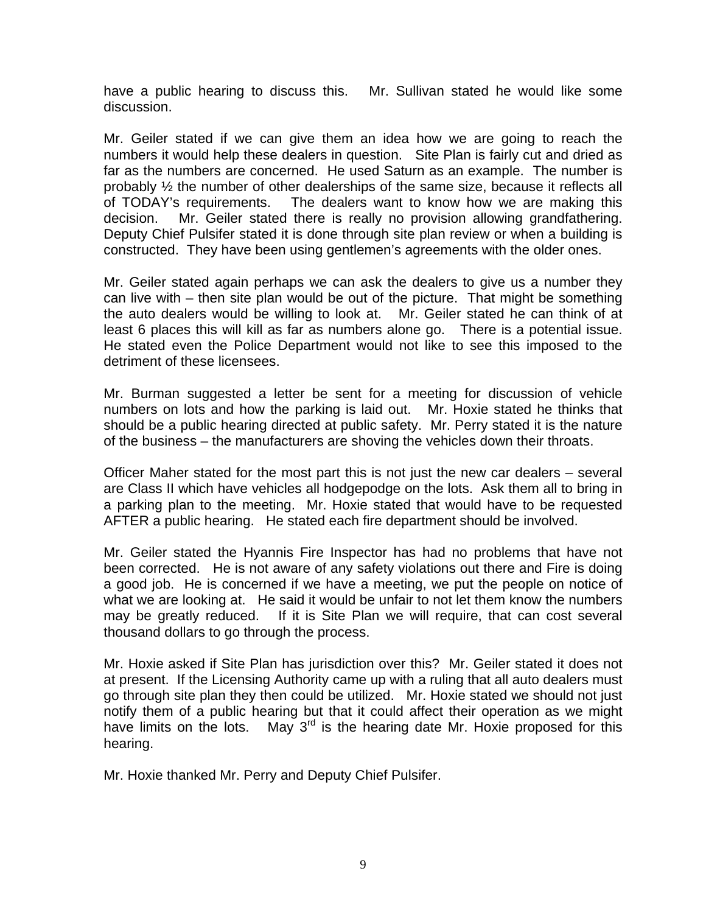have a public hearing to discuss this. Mr. Sullivan stated he would like some discussion.

Mr. Geiler stated if we can give them an idea how we are going to reach the numbers it would help these dealers in question. Site Plan is fairly cut and dried as far as the numbers are concerned. He used Saturn as an example. The number is probably ½ the number of other dealerships of the same size, because it reflects all of TODAY's requirements. The dealers want to know how we are making this decision. Mr. Geiler stated there is really no provision allowing grandfathering. Deputy Chief Pulsifer stated it is done through site plan review or when a building is constructed. They have been using gentlemen's agreements with the older ones.

Mr. Geiler stated again perhaps we can ask the dealers to give us a number they can live with – then site plan would be out of the picture. That might be something the auto dealers would be willing to look at. Mr. Geiler stated he can think of at least 6 places this will kill as far as numbers alone go. There is a potential issue. He stated even the Police Department would not like to see this imposed to the detriment of these licensees.

Mr. Burman suggested a letter be sent for a meeting for discussion of vehicle numbers on lots and how the parking is laid out. Mr. Hoxie stated he thinks that should be a public hearing directed at public safety. Mr. Perry stated it is the nature of the business – the manufacturers are shoving the vehicles down their throats.

Officer Maher stated for the most part this is not just the new car dealers – several are Class II which have vehicles all hodgepodge on the lots. Ask them all to bring in a parking plan to the meeting. Mr. Hoxie stated that would have to be requested AFTER a public hearing. He stated each fire department should be involved.

Mr. Geiler stated the Hyannis Fire Inspector has had no problems that have not been corrected. He is not aware of any safety violations out there and Fire is doing a good job. He is concerned if we have a meeting, we put the people on notice of what we are looking at. He said it would be unfair to not let them know the numbers may be greatly reduced. If it is Site Plan we will require, that can cost several thousand dollars to go through the process.

Mr. Hoxie asked if Site Plan has jurisdiction over this? Mr. Geiler stated it does not at present. If the Licensing Authority came up with a ruling that all auto dealers must go through site plan they then could be utilized. Mr. Hoxie stated we should not just notify them of a public hearing but that it could affect their operation as we might have limits on the lots. May 3rd is the hearing date Mr. Hoxie proposed for this hearing.

Mr. Hoxie thanked Mr. Perry and Deputy Chief Pulsifer.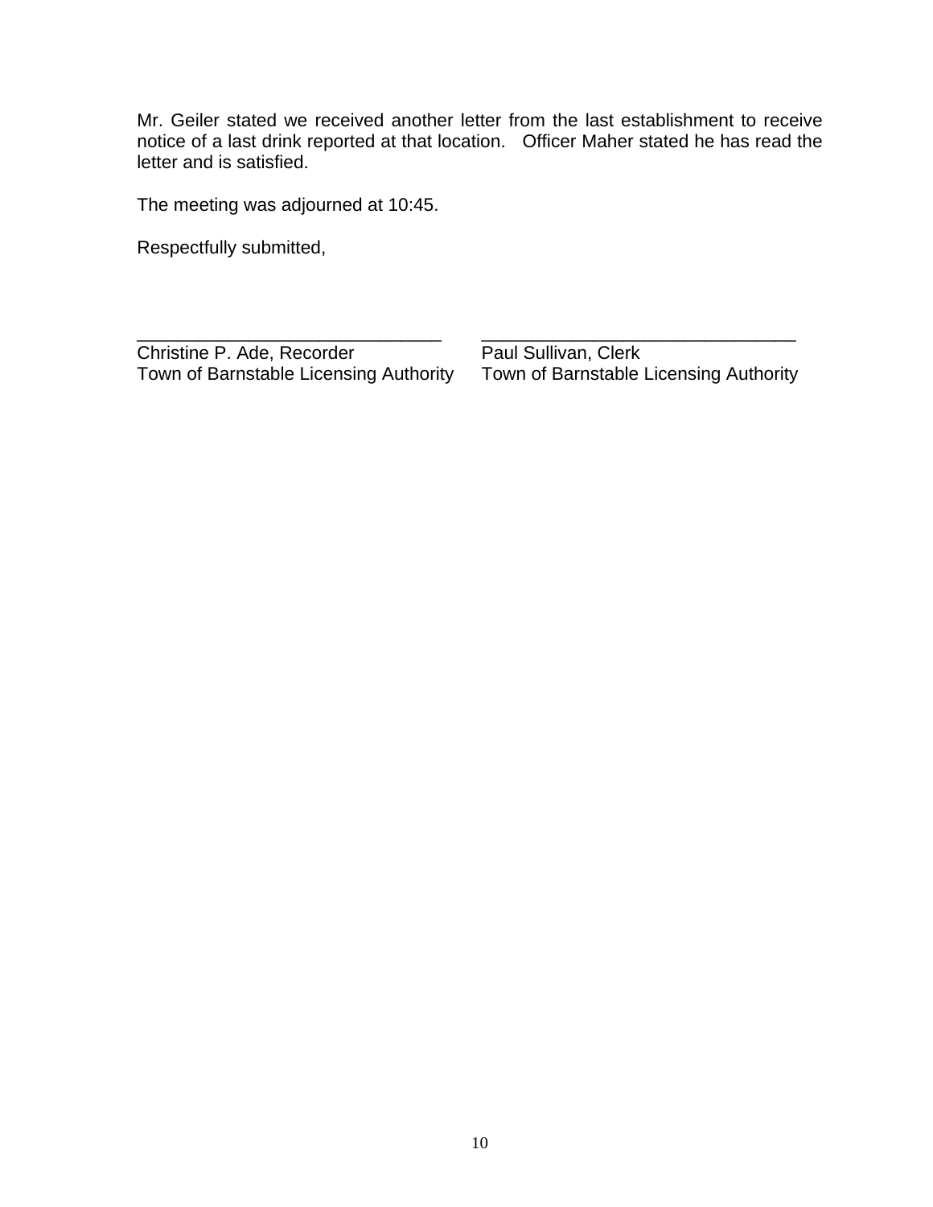Mr. Geiler stated we received another letter from the last establishment to receive notice of a last drink reported at that location. Officer Maher stated he has read the letter and is satisfied.

The meeting was adjourned at 10:45.

Respectfully submitted,

| | |
|---|---|
| _______________________________ | _________________________________ |
| Christine P. Ade, Recorder | Paul Sullivan, Clerk |
| Town of Barnstable Licensing Authority | Town of Barnstable Licensing Authority |